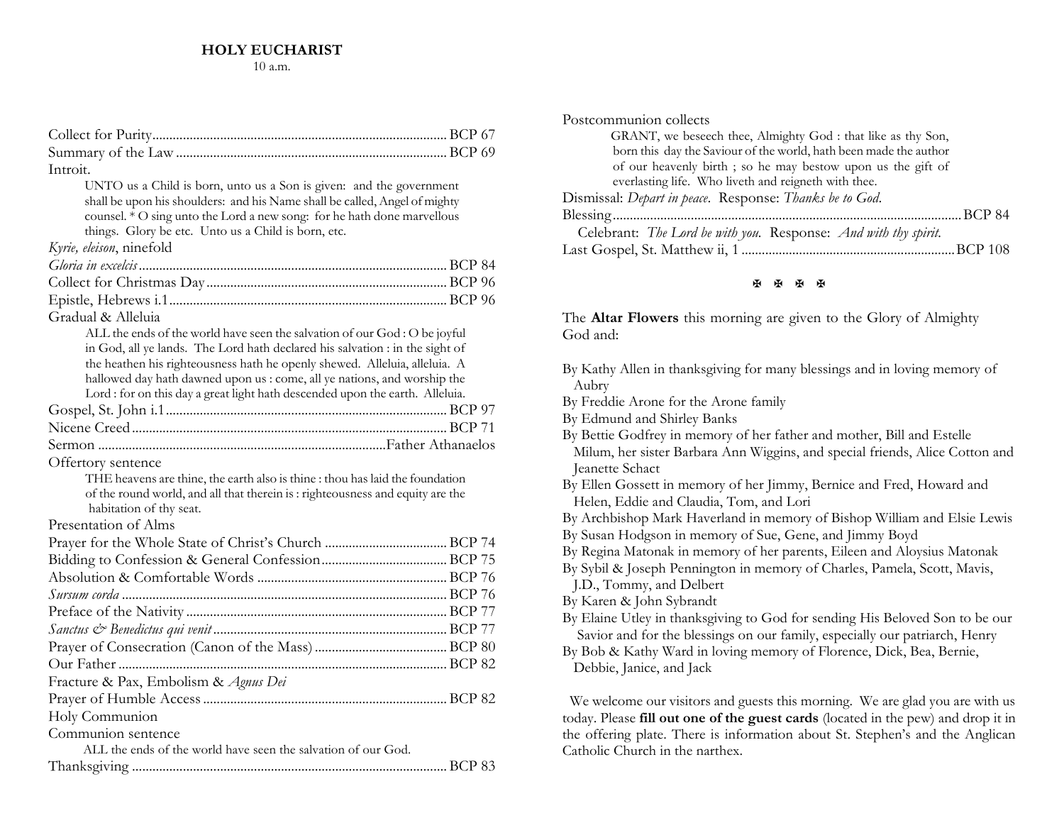**HOLY EUCHARIST**
10 a.m.

Collect for Purity........................................................................... BCP 67
Summary of the Law ....................................................................... BCP 69
Introit.

> UNTO us a Child is born, unto us a Son is given: and the government shall be upon his shoulders: and his Name shall be called, Angel of mighty counsel. * O sing unto the Lord a new song: for he hath done marvellous things. Glory be etc. Unto us a Child is born, etc.

*Kyrie, eleison*, ninefold
*Gloria in excelcis*............................................................................ BCP 84
Collect for Christmas Day................................................................ BCP 96
Epistle, Hebrews i.1......................................................................... BCP 96
Gradual & Alleluia

> ALL the ends of the world have seen the salvation of our God : O be joyful in God, all ye lands. The Lord hath declared his salvation : in the sight of the heathen his righteousness hath he openly shewed. Alleluia, alleluia. A hallowed day hath dawned upon us : come, all ye nations, and worship the Lord : for on this day a great light hath descended upon the earth. Alleluia.

Gospel, St. John i.1.......................................................................... BCP 97
Nicene Creed.................................................................................. BCP 71
Sermon ................................................................................Father Athanaelos
Offertory sentence

> THE heavens are thine, the earth also is thine : thou has laid the foundation of the round world, and all that therein is : righteousness and equity are the habitation of thy seat.

Presentation of Alms
Prayer for the Whole State of Christ's Church ................................... BCP 74
Bidding to Confession & General Confession..................................... BCP 75
Absolution & Comfortable Words ..................................................... BCP 76
*Sursum corda* .................................................................................. BCP 76
Preface of the Nativity ....................................................................... BCP 77
*Sanctus & Benedictus qui venit*........................................................... BCP 77
Prayer of Consecration (Canon of the Mass) ...................................... BCP 80
Our Father ......................................................................................... BCP 82
Fracture & Pax, Embolism & *Agnus Dei*
Prayer of Humble Access.................................................................... BCP 82
Holy Communion
Communion sentence

> ALL the ends of the world have seen the salvation of our God.

Thanksgiving ..................................................................................... BCP 83
Postcommunion collects

> GRANT, we beseech thee, Almighty God : that like as thy Son, born this day the Saviour of the world, hath been made the author of our heavenly birth ; so he may bestow upon us the gift of everlasting life. Who liveth and reigneth with thee.

Dismissal: *Depart in peace*. Response: *Thanks be to God*.
Blessing............................................................................................. BCP 84
Celebrant: *The Lord be with you.* Response: *And with thy spirit.*
Last Gospel, St. Matthew ii, 1 ........................................................... BCP 108

✠ ✠ ✠ ✠

The **Altar Flowers** this morning are given to the Glory of Almighty God and:

By Kathy Allen in thanksgiving for many blessings and in loving memory of Aubry
By Freddie Arone for the Arone family
By Edmund and Shirley Banks
By Bettie Godfrey in memory of her father and mother, Bill and Estelle Milum, her sister Barbara Ann Wiggins, and special friends, Alice Cotton and Jeanette Schact
By Ellen Gossett in memory of her Jimmy, Bernice and Fred, Howard and Helen, Eddie and Claudia, Tom, and Lori
By Archbishop Mark Haverland in memory of Bishop William and Elsie Lewis
By Susan Hodgson in memory of Sue, Gene, and Jimmy Boyd
By Regina Matonak in memory of her parents, Eileen and Aloysius Matonak
By Sybil & Joseph Pennington in memory of Charles, Pamela, Scott, Mavis, J.D., Tommy, and Delbert
By Karen & John Sybrandt
By Elaine Utley in thanksgiving to God for sending His Beloved Son to be our Savior and for the blessings on our family, especially our patriarch, Henry
By Bob & Kathy Ward in loving memory of Florence, Dick, Bea, Bernie, Debbie, Janice, and Jack

We welcome our visitors and guests this morning. We are glad you are with us today. Please **fill out one of the guest cards** (located in the pew) and drop it in the offering plate. There is information about St. Stephen's and the Anglican Catholic Church in the narthex.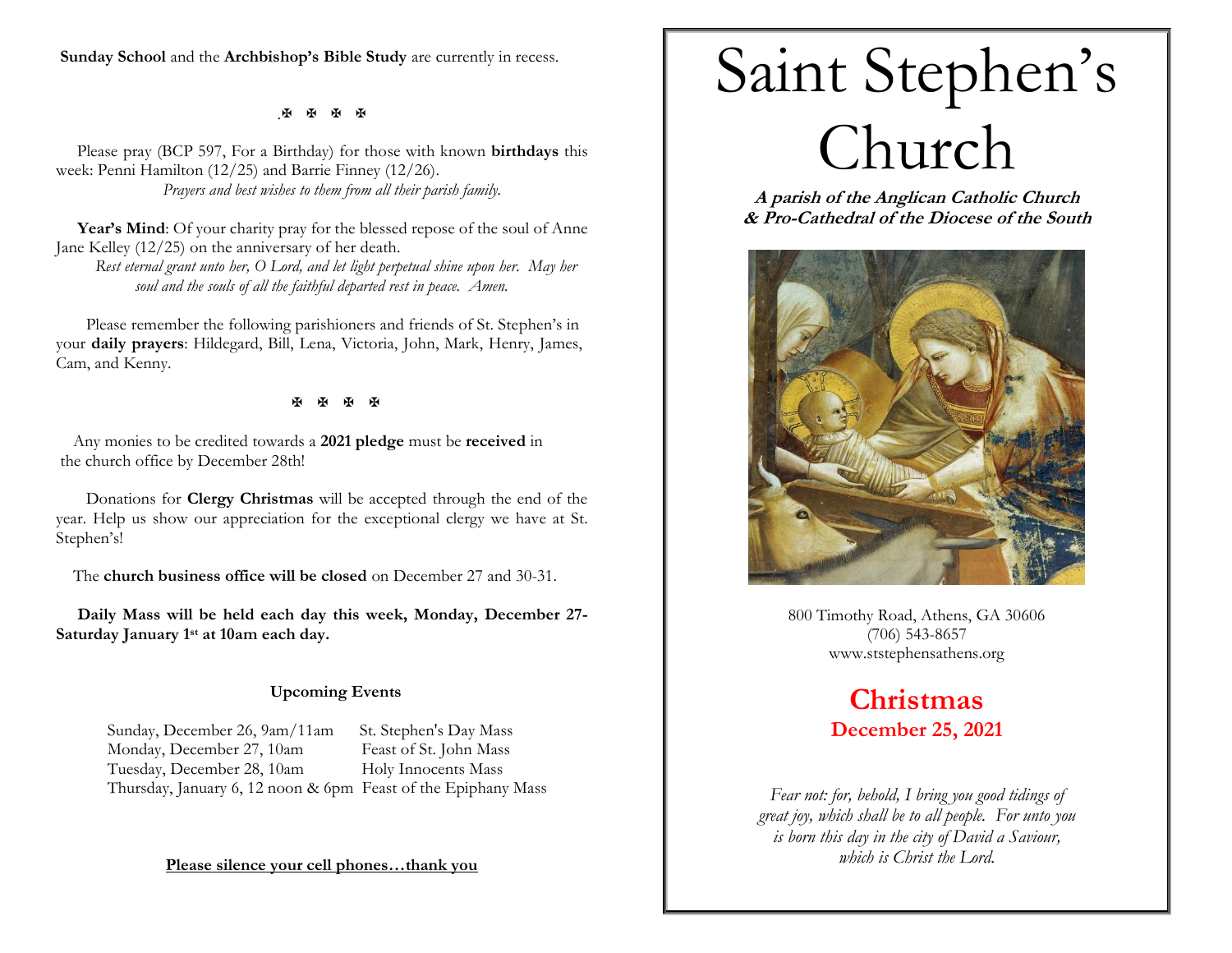**Sunday School** and the **Archbishop's Bible Study** are currently in recess.

✠ ✠ ✠ ✠

Please pray (BCP 597, For a Birthday) for those with known **birthdays** this week: Penni Hamilton (12/25) and Barrie Finney (12/26).

*Prayers and best wishes to them from all their parish family.*

**Year's Mind**: Of your charity pray for the blessed repose of the soul of Anne Jane Kelley (12/25) on the anniversary of her death.

*Rest eternal grant unto her, O Lord, and let light perpetual shine upon her. May her soul and the souls of all the faithful departed rest in peace. Amen.*

Please remember the following parishioners and friends of St. Stephen's in your **daily prayers**: Hildegard, Bill, Lena, Victoria, John, Mark, Henry, James, Cam, and Kenny.

✠ ✠ ✠ ✠

Any monies to be credited towards a **2021 pledge** must be **received** in the church office by December 28th!

Donations for **Clergy Christmas** will be accepted through the end of the year. Help us show our appreciation for the exceptional clergy we have at St. Stephen's!

The **church business office will be closed** on December 27 and 30-31.

**Daily Mass will be held each day this week, Monday, December 27-Saturday January 1st at 10am each day.**

**Upcoming Events**

| | |
|---|---|
| Sunday, December 26, 9am/11am | St. Stephen's Day Mass |
| Monday, December 27, 10am | Feast of St. John Mass |
| Tuesday, December 28, 10am | Holy Innocents Mass |
| Thursday, January 6, 12 noon & 6pm | Feast of the Epiphany Mass |

**Please silence your cell phones…thank you**

# Saint Stephen's Church

***A parish of the Anglican Catholic Church & Pro-Cathedral of the Diocese of the South***

800 Timothy Road, Athens, GA 30606
(706) 543-8657
www.ststephensathens.org

## Christmas
**December 25, 2021**

*Fear not: for, behold, I bring you good tidings of great joy, which shall be to all people. For unto you is born this day in the city of David a Saviour, which is Christ the Lord.*